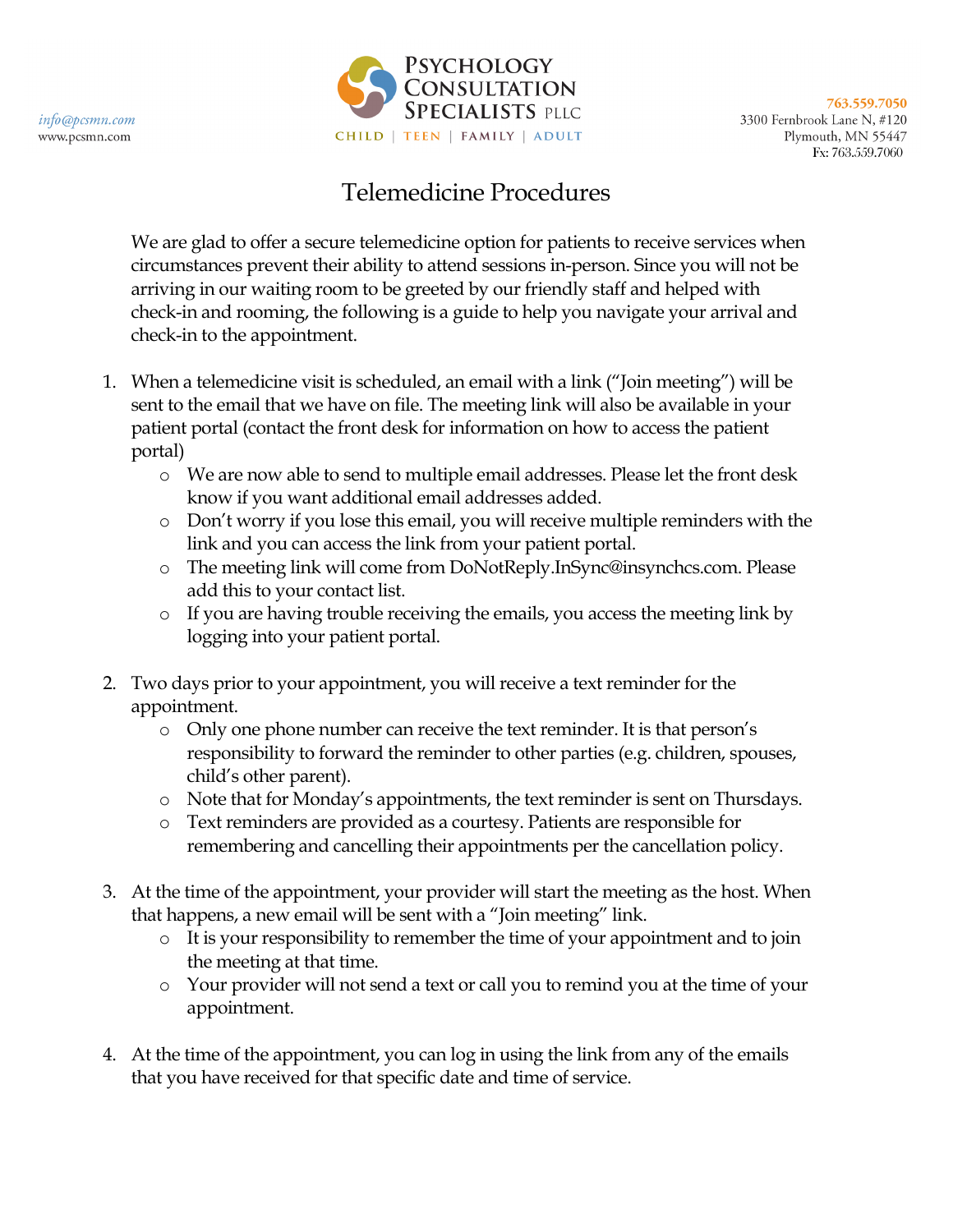info@pcsmn.com
www.pcsmn.com

**PSYCHOLOGY CONSULTATION SPECIALISTS PLLC**
CHILD | TEEN | FAMILY | ADULT

763.559.7050
3300 Fernbrook Lane N, #120
Plymouth, MN 55447
Fx: 763.559.7060

# Telemedicine Procedures

We are glad to offer a secure telemedicine option for patients to receive services when circumstances prevent their ability to attend sessions in-person. Since you will not be arriving in our waiting room to be greeted by our friendly staff and helped with check-in and rooming, the following is a guide to help you navigate your arrival and check-in to the appointment.

1. When a telemedicine visit is scheduled, an email with a link ("Join meeting") will be sent to the email that we have on file. The meeting link will also be available in your patient portal (contact the front desk for information on how to access the patient portal)
   - We are now able to send to multiple email addresses. Please let the front desk know if you want additional email addresses added.
   - Don't worry if you lose this email, you will receive multiple reminders with the link and you can access the link from your patient portal.
   - The meeting link will come from DoNotReply.InSync@insynchcs.com. Please add this to your contact list.
   - If you are having trouble receiving the emails, you access the meeting link by logging into your patient portal.

2. Two days prior to your appointment, you will receive a text reminder for the appointment.
   - Only one phone number can receive the text reminder. It is that person's responsibility to forward the reminder to other parties (e.g. children, spouses, child's other parent).
   - Note that for Monday's appointments, the text reminder is sent on Thursdays.
   - Text reminders are provided as a courtesy. Patients are responsible for remembering and cancelling their appointments per the cancellation policy.

3. At the time of the appointment, your provider will start the meeting as the host. When that happens, a new email will be sent with a "Join meeting" link.
   - It is your responsibility to remember the time of your appointment and to join the meeting at that time.
   - Your provider will not send a text or call you to remind you at the time of your appointment.

4. At the time of the appointment, you can log in using the link from any of the emails that you have received for that specific date and time of service.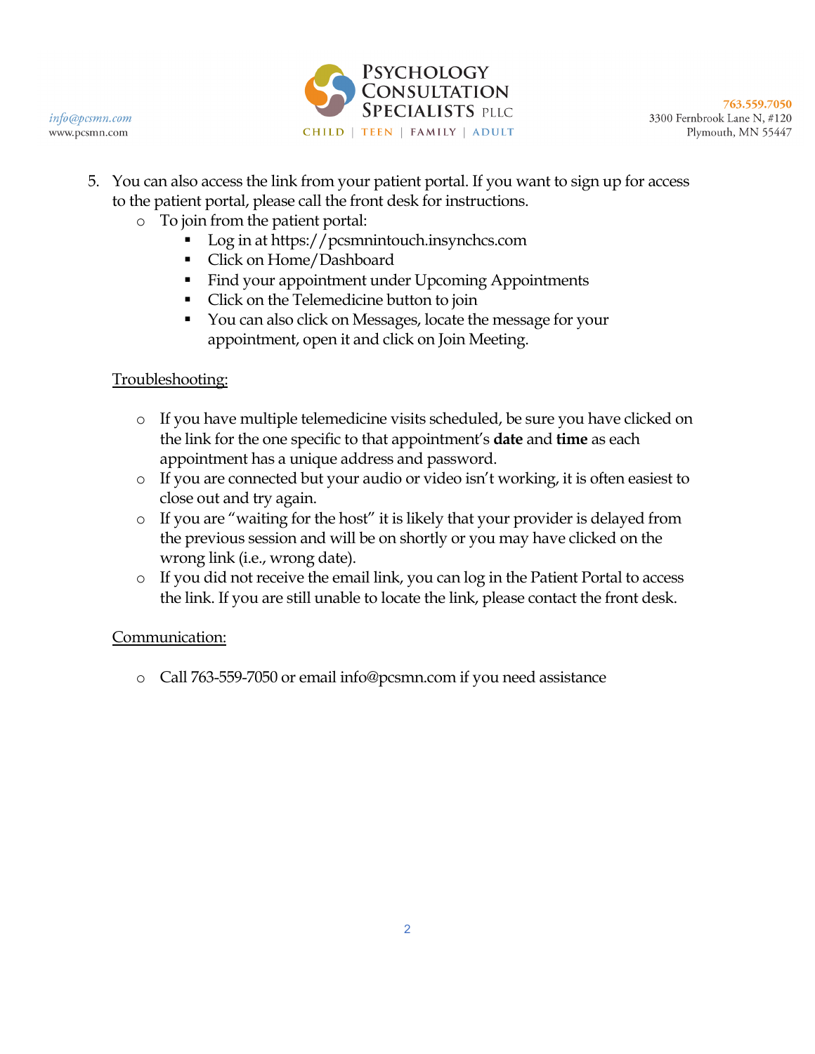5. You can also access the link from your patient portal. If you want to sign up for access to the patient portal, please call the front desk for instructions.
   - To join from the patient portal:
     - Log in at https://pcsmnintouch.insynchcs.com
     - Click on Home/Dashboard
     - Find your appointment under Upcoming Appointments
     - Click on the Telemedicine button to join
     - You can also click on Messages, locate the message for your appointment, open it and click on Join Meeting.

<u>Troubleshooting:</u>

- If you have multiple telemedicine visits scheduled, be sure you have clicked on the link for the one specific to that appointment's **date** and **time** as each appointment has a unique address and password.
- If you are connected but your audio or video isn't working, it is often easiest to close out and try again.
- If you are "waiting for the host" it is likely that your provider is delayed from the previous session and will be on shortly or you may have clicked on the wrong link (i.e., wrong date).
- If you did not receive the email link, you can log in the Patient Portal to access the link. If you are still unable to locate the link, please contact the front desk.

<u>Communication:</u>

- Call 763-559-7050 or email info@pcsmn.com if you need assistance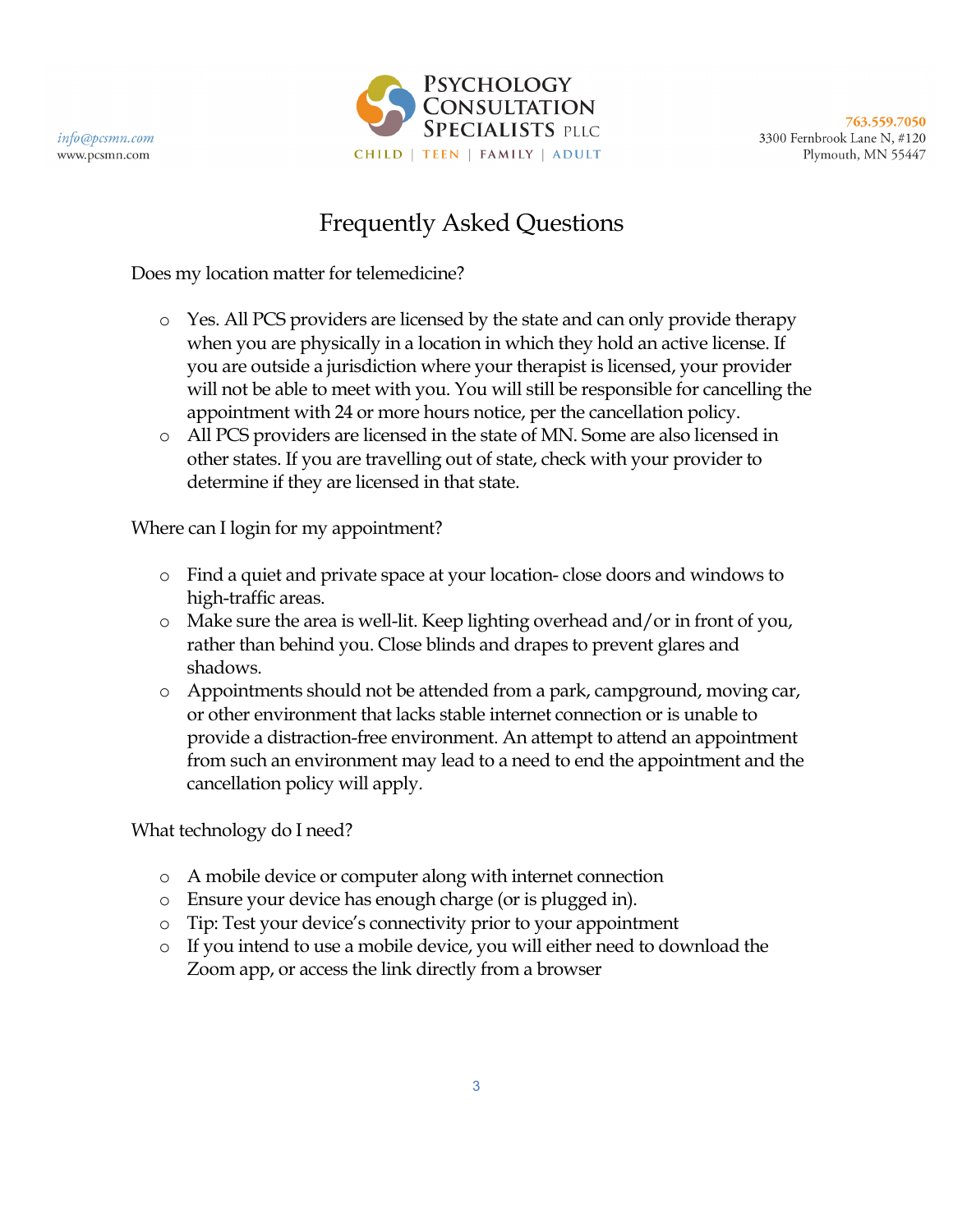# Frequently Asked Questions

Does my location matter for telemedicine?

- Yes. All PCS providers are licensed by the state and can only provide therapy when you are physically in a location in which they hold an active license. If you are outside a jurisdiction where your therapist is licensed, your provider will not be able to meet with you. You will still be responsible for cancelling the appointment with 24 or more hours notice, per the cancellation policy.
- All PCS providers are licensed in the state of MN. Some are also licensed in other states. If you are travelling out of state, check with your provider to determine if they are licensed in that state.

Where can I login for my appointment?

- Find a quiet and private space at your location- close doors and windows to high-traffic areas.
- Make sure the area is well-lit. Keep lighting overhead and/or in front of you, rather than behind you. Close blinds and drapes to prevent glares and shadows.
- Appointments should not be attended from a park, campground, moving car, or other environment that lacks stable internet connection or is unable to provide a distraction-free environment. An attempt to attend an appointment from such an environment may lead to a need to end the appointment and the cancellation policy will apply.

What technology do I need?

- A mobile device or computer along with internet connection
- Ensure your device has enough charge (or is plugged in).
- Tip: Test your device's connectivity prior to your appointment
- If you intend to use a mobile device, you will either need to download the Zoom app, or access the link directly from a browser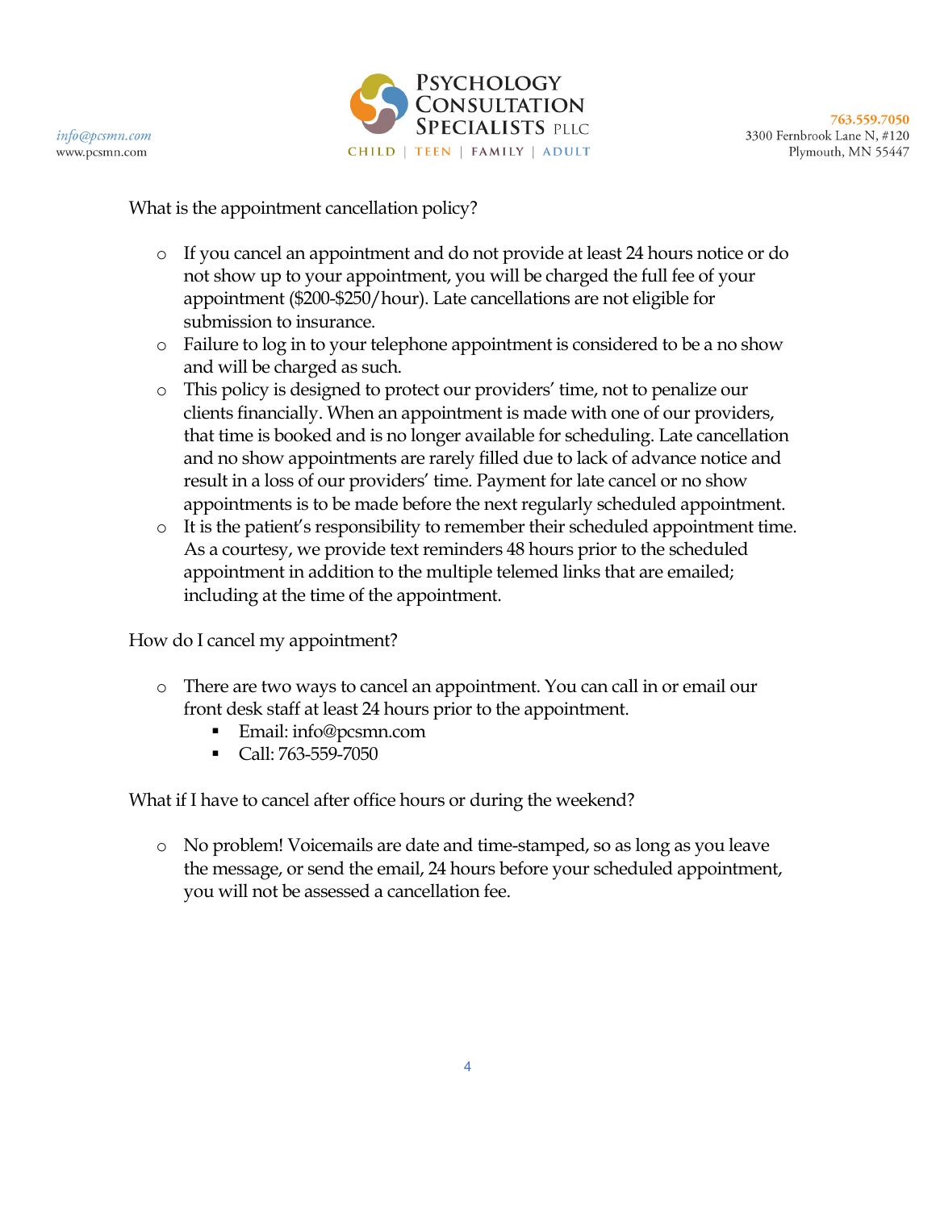What is the appointment cancellation policy?

- If you cancel an appointment and do not provide at least 24 hours notice or do not show up to your appointment, you will be charged the full fee of your appointment ($200-$250/hour). Late cancellations are not eligible for submission to insurance.
- Failure to log in to your telephone appointment is considered to be a no show and will be charged as such.
- This policy is designed to protect our providers' time, not to penalize our clients financially. When an appointment is made with one of our providers, that time is booked and is no longer available for scheduling. Late cancellation and no show appointments are rarely filled due to lack of advance notice and result in a loss of our providers' time. Payment for late cancel or no show appointments is to be made before the next regularly scheduled appointment.
- It is the patient's responsibility to remember their scheduled appointment time. As a courtesy, we provide text reminders 48 hours prior to the scheduled appointment in addition to the multiple telemed links that are emailed; including at the time of the appointment.

How do I cancel my appointment?

- There are two ways to cancel an appointment. You can call in or email our front desk staff at least 24 hours prior to the appointment.
  - Email: info@pcsmn.com
  - Call: 763-559-7050

What if I have to cancel after office hours or during the weekend?

- No problem! Voicemails are date and time-stamped, so as long as you leave the message, or send the email, 24 hours before your scheduled appointment, you will not be assessed a cancellation fee.